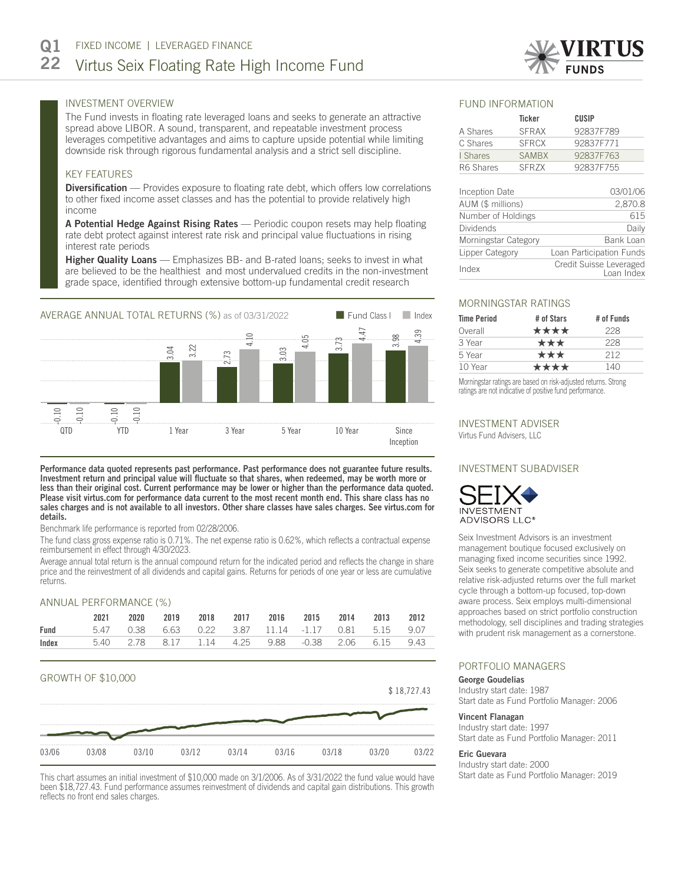# Q1 22 FIXED INCOME | LEVERAGED FINANCE

# Virtus Seix Floating Rate High Income Fund

VIRTUS FUNDS

## INVESTMENT OVERVIEW

The Fund invests in floating rate leveraged loans and seeks to generate an attractive spread above LIBOR. A sound, transparent, and repeatable investment process leverages competitive advantages and aims to capture upside potential while limiting downside risk through rigorous fundamental analysis and a strict sell discipline.

## KEY FEATURES

**Diversification** — Provides exposure to floating rate debt, which offers low correlations to other fixed income asset classes and has the potential to provide relatively high income

**A Potential Hedge Against Rising Rates** — Periodic coupon resets may help floating rate debt protect against interest rate risk and principal value fluctuations in rising interest rate periods

**Higher Quality Loans** — Emphasizes BB- and B-rated loans; seeks to invest in what are believed to be the healthiest and most undervalued credits in the non-investment grade space, identified through extensive bottom-up fundamental credit research

## AVERAGE ANNUAL TOTAL RETURNS (%) as of 03/31/2022

Fund Class I | Index

QTD: -0.10, -0.10
YTD: -0.10, -0.10
1 Year: 3.04, 3.22
3 Year: 2.73, 4.10
5 Year: 3.03, 4.05
10 Year: 3.73, 4.47
Since Inception: 3.98, 4.39

**Performance data quoted represents past performance. Past performance does not guarantee future results. Investment return and principal value will fluctuate so that shares, when redeemed, may be worth more or less than their original cost. Current performance may be lower or higher than the performance data quoted. Please visit virtus.com for performance data current to the most recent month end. This share class has no sales charges and is not available to all investors. Other share classes have sales charges. See virtus.com for details.**

Benchmark life performance is reported from 02/28/2006.

The fund class gross expense ratio is 0.71%. The net expense ratio is 0.62%, which reflects a contractual expense reimbursement in effect through 4/30/2023.

Average annual total return is the annual compound return for the indicated period and reflects the change in share price and the reinvestment of all dividends and capital gains. Returns for periods of one year or less are cumulative returns.

## ANNUAL PERFORMANCE (%)

| | 2021 | 2020 | 2019 | 2018 | 2017 | 2016 | 2015 | 2014 | 2013 | 2012 |
|---|---|---|---|---|---|---|---|---|---|---|
| **Fund** | 5.47 | 0.38 | 6.63 | 0.22 | 3.87 | 11.14 | -1.17 | 0.81 | 5.15 | 9.07 |
| **Index** | 5.40 | 2.78 | 8.17 | 1.14 | 4.25 | 9.88 | -0.38 | 2.06 | 6.15 | 9.43 |

## GROWTH OF $10,000

$ 18,727.43

03/06 03/08 03/10 03/12 03/14 03/16 03/18 03/20 03/22

This chart assumes an initial investment of $10,000 made on 3/1/2006. As of 3/31/2022 the fund value would have been $18,727.43. Fund performance assumes reinvestment of dividends and capital gain distributions. This growth reflects no front end sales charges.

## FUND INFORMATION

| | Ticker | CUSIP |
|---|---|---|
| A Shares | SFRAX | 92837F789 |
| C Shares | SFRCX | 92837F771 |
| I Shares | SAMBX | 92837F763 |
| R6 Shares | SFRZX | 92837F755 |

| | |
|---|---|
| Inception Date | 03/01/06 |
| AUM ($ millions) | 2,870.8 |
| Number of Holdings | 615 |
| Dividends | Daily |
| Morningstar Category | Bank Loan |
| Lipper Category | Loan Participation Funds |
| Index | Credit Suisse Leveraged Loan Index |

## MORNINGSTAR RATINGS

| Time Period | # of Stars | # of Funds |
|---|---|---|
| Overall | ★★★★ | 228 |
| 3 Year | ★★★ | 228 |
| 5 Year | ★★★ | 212 |
| 10 Year | ★★★★ | 140 |

Morningstar ratings are based on risk-adjusted returns. Strong ratings are not indicative of positive fund performance.

## INVESTMENT ADVISER

Virtus Fund Advisers, LLC

## INVESTMENT SUBADVISER

SEIX INVESTMENT ADVISORS LLC®

Seix Investment Advisors is an investment management boutique focused exclusively on managing fixed income securities since 1992. Seix seeks to generate competitive absolute and relative risk-adjusted returns over the full market cycle through a bottom-up focused, top-down aware process. Seix employs multi-dimensional approaches based on strict portfolio construction methodology, sell disciplines and trading strategies with prudent risk management as a cornerstone.

## PORTFOLIO MANAGERS

**George Goudelias**
Industry start date: 1987
Start date as Fund Portfolio Manager: 2006

**Vincent Flanagan**
Industry start date: 1997
Start date as Fund Portfolio Manager: 2011

**Eric Guevara**
Industry start date: 2000
Start date as Fund Portfolio Manager: 2019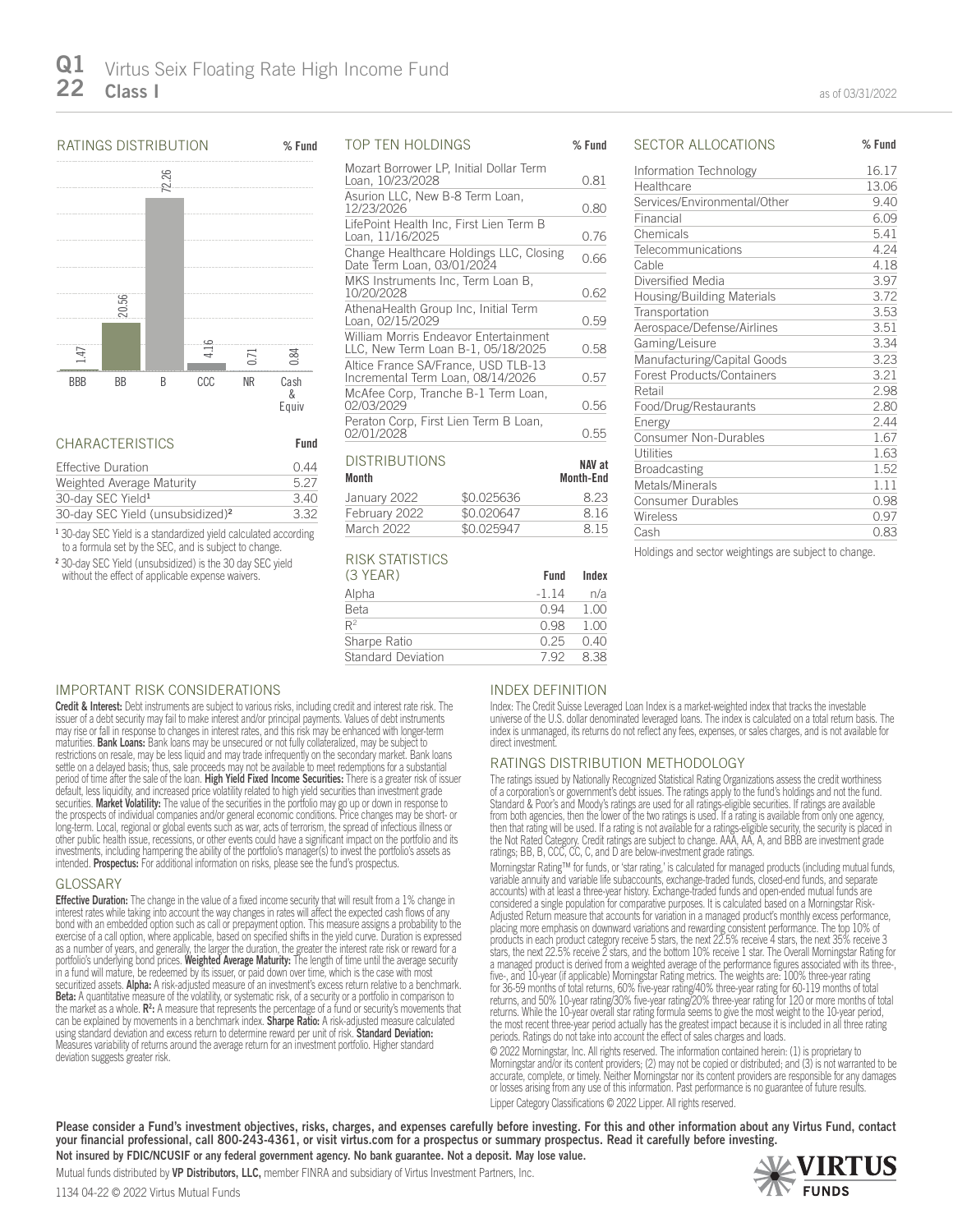# Q1 22 Virtus Seix Floating Rate High Income Fund

## Class I

as of 03/31/2022

### RATINGS DISTRIBUTION

% Fund

72.26
20.56
1.47
4.16
0.71
0.84

BBB
BB
B
CCC
NR
Cash & Equiv

### CHARACTERISTICS

| | Fund |
|---|---|
| Effective Duration | 0.44 |
| Weighted Average Maturity | 5.27 |
| 30-day SEC Yield[1] | 3.40 |
| 30-day SEC Yield (unsubsidized)[2] | 3.32 |

[1] 30-day SEC Yield is a standardized yield calculated according to a formula set by the SEC, and is subject to change.

[2] 30-day SEC Yield (unsubsidized) is the 30 day SEC yield without the effect of applicable expense waivers.

### TOP TEN HOLDINGS

| | % Fund |
|---|---|
| Mozart Borrower LP, Initial Dollar Term Loan, 10/23/2028 | 0.81 |
| Asurion LLC, New B-8 Term Loan, 12/23/2026 | 0.80 |
| LifePoint Health Inc, First Lien Term B Loan, 11/16/2025 | 0.76 |
| Change Healthcare Holdings LLC, Closing Date Term Loan, 03/01/2024 | 0.66 |
| MKS Instruments Inc, Term Loan B, 10/20/2028 | 0.62 |
| AthenaHealth Group Inc, Initial Term Loan, 02/15/2029 | 0.59 |
| William Morris Endeavor Entertainment LLC, New Term Loan B-1, 05/18/2025 | 0.58 |
| Altice France SA/France, USD TLB-13 Incremental Term Loan, 08/14/2026 | 0.57 |
| McAfee Corp, Tranche B-1 Term Loan, 02/03/2029 | 0.56 |
| Peraton Corp, First Lien Term B Loan, 02/01/2028 | 0.55 |

### DISTRIBUTIONS

| Month | | NAV at Month-End |
|---|---|---|
| January 2022 | $0.025636 | 8.23 |
| February 2022 | $0.020647 | 8.16 |
| March 2022 | $0.025947 | 8.15 |

### RISK STATISTICS (3 YEAR)

| | Fund | Index |
|---|---|---|
| Alpha | -1.14 | n/a |
| Beta | 0.94 | 1.00 |
| $R^2$ | 0.98 | 1.00 |
| Sharpe Ratio | 0.25 | 0.40 |
| Standard Deviation | 7.92 | 8.38 |

### SECTOR ALLOCATIONS

| | % Fund |
|---|---|
| Information Technology | 16.17 |
| Healthcare | 13.06 |
| Services/Environmental/Other | 9.40 |
| Financial | 6.09 |
| Chemicals | 5.41 |
| Telecommunications | 4.24 |
| Cable | 4.18 |
| Diversified Media | 3.97 |
| Housing/Building Materials | 3.72 |
| Transportation | 3.53 |
| Aerospace/Defense/Airlines | 3.51 |
| Gaming/Leisure | 3.34 |
| Manufacturing/Capital Goods | 3.23 |
| Forest Products/Containers | 3.21 |
| Retail | 2.98 |
| Food/Drug/Restaurants | 2.80 |
| Energy | 2.44 |
| Consumer Non-Durables | 1.67 |
| Utilities | 1.63 |
| Broadcasting | 1.52 |
| Metals/Minerals | 1.11 |
| Consumer Durables | 0.98 |
| Wireless | 0.97 |
| Cash | 0.83 |

Holdings and sector weightings are subject to change.

### IMPORTANT RISK CONSIDERATIONS

**Credit & Interest:** Debt instruments are subject to various risks, including credit and interest rate risk. The issuer of a debt security may fail to make interest and/or principal payments. Values of debt instruments may rise or fall in response to changes in interest rates, and this risk may be enhanced with longer-term maturities. **Bank Loans:** Bank loans may be unsecured or not fully collateralized, may be subject to restrictions on resale, may be less liquid and may trade infrequently on the secondary market. Bank loans settle on a delayed basis; thus, sale proceeds may not be available to meet redemptions for a substantial period of time after the sale of the loan. **High Yield Fixed Income Securities:** There is a greater risk of issuer default, less liquidity, and increased price volatility related to high yield securities than investment grade securities. **Market Volatility:** The value of the securities in the portfolio may go up or down in response to the prospects of individual companies and/or general economic conditions. Price changes may be short- or long-term. Local, regional or global events such as war, acts of terrorism, the spread of infectious illness or other public health issue, recessions, or other events could have a significant impact on the portfolio and its investments, including hampering the ability of the portfolio's manager(s) to invest the portfolio's assets as intended. **Prospectus:** For additional information on risks, please see the fund's prospectus.

### GLOSSARY

**Effective Duration:** The change in the value of a fixed income security that will result from a 1% change in interest rates while taking into account the way changes in rates will affect the expected cash flows of any bond with an embedded option such as call or prepayment option. This measure assigns a probability to the exercise of a call option, where applicable, based on specified shifts in the yield curve. Duration is expressed as a number of years, and generally, the larger the duration, the greater the interest rate risk or reward for a portfolio's underlying bond prices. **Weighted Average Maturity:** The length of time until the average security in a fund will mature, be redeemed by its issuer, or paid down over time, which is the case with most securitized assets. **Alpha:** A risk-adjusted measure of an investment's excess return relative to a benchmark. **Beta:** A quantitative measure of the volatility, or systematic risk, of a security or a portfolio in comparison to the market as a whole. **$R^2$:** A measure that represents the percentage of a fund or security's movements that can be explained by movements in a benchmark index. **Sharpe Ratio:** A risk-adjusted measure calculated using standard deviation and excess return to determine reward per unit of risk. **Standard Deviation:** Measures variability of returns around the average return for an investment portfolio. Higher standard deviation suggests greater risk.

### INDEX DEFINITION

Index: The Credit Suisse Leveraged Loan Index is a market-weighted index that tracks the investable universe of the U.S. dollar denominated leveraged loans. The index is calculated on a total return basis. The index is unmanaged, its returns do not reflect any fees, expenses, or sales charges, and is not available for direct investment.

### RATINGS DISTRIBUTION METHODOLOGY

The ratings issued by Nationally Recognized Statistical Rating Organizations assess the credit worthiness of a corporation's or government's debt issues. The ratings apply to the fund's holdings and not the fund. Standard & Poor's and Moody's ratings are used for all ratings-eligible securities. If ratings are available from both agencies, then the lower of the two ratings is used. If a rating is available from only one agency, then that rating will be used. If a rating is not available for a ratings-eligible security, the security is placed in the Not Rated Category. Credit ratings are subject to change. AAA, AA, A, and BBB are investment grade ratings; BB, B, CCC, CC, C, and D are below-investment grade ratings.

Morningstar Rating™ for funds, or 'star rating,' is calculated for managed products (including mutual funds, variable annuity and variable life subaccounts, exchange-traded funds, closed-end funds, and separate accounts) with at least a three-year history. Exchange-traded funds and open-ended mutual funds are considered a single population for comparative purposes. It is calculated based on a Morningstar Risk-Adjusted Return measure that accounts for variation in a managed product's monthly excess performance, placing more emphasis on downward variations and rewarding consistent performance. The top 10% of products in each product category receive 5 stars, the next 22.5% receive 4 stars, the next 35% receive 3 stars, the next 22.5% receive 2 stars, and the bottom 10% receive 1 star. The Overall Morningstar Rating for a managed product is derived from a weighted average of the performance figures associated with its three-, five-, and 10-year (if applicable) Morningstar Rating metrics. The weights are: 100% three-year rating for 36-59 months of total returns, 60% five-year rating/40% three-year rating for 60-119 months of total returns, and 50% 10-year rating/30% five-year rating/20% three-year rating for 120 or more months of total returns. While the 10-year overall star rating formula seems to give the most weight to the 10-year period, the most recent three-year period actually has the greatest impact because it is included in all three rating periods. Ratings do not take into account the effect of sales charges and loads.

© 2022 Morningstar, Inc. All rights reserved. The information contained herein: (1) is proprietary to Morningstar and/or its content providers; (2) may not be copied or distributed; and (3) is not warranted to be accurate, complete, or timely. Neither Morningstar nor its content providers are responsible for any damages or losses arising from any use of this information. Past performance is no guarantee of future results.

Lipper Category Classifications © 2022 Lipper. All rights reserved.

**Please consider a Fund's investment objectives, risks, charges, and expenses carefully before investing. For this and other information about any Virtus Fund, contact your financial professional, call 800-243-4361, or visit virtus.com for a prospectus or summary prospectus. Read it carefully before investing.**

**Not insured by FDIC/NCUSIF or any federal government agency. No bank guarantee. Not a deposit. May lose value.**

Mutual funds distributed by **VP Distributors, LLC,** member FINRA and subsidiary of Virtus Investment Partners, Inc.

1134 04-22 © 2022 Virtus Mutual Funds

VIRTUS FUNDS